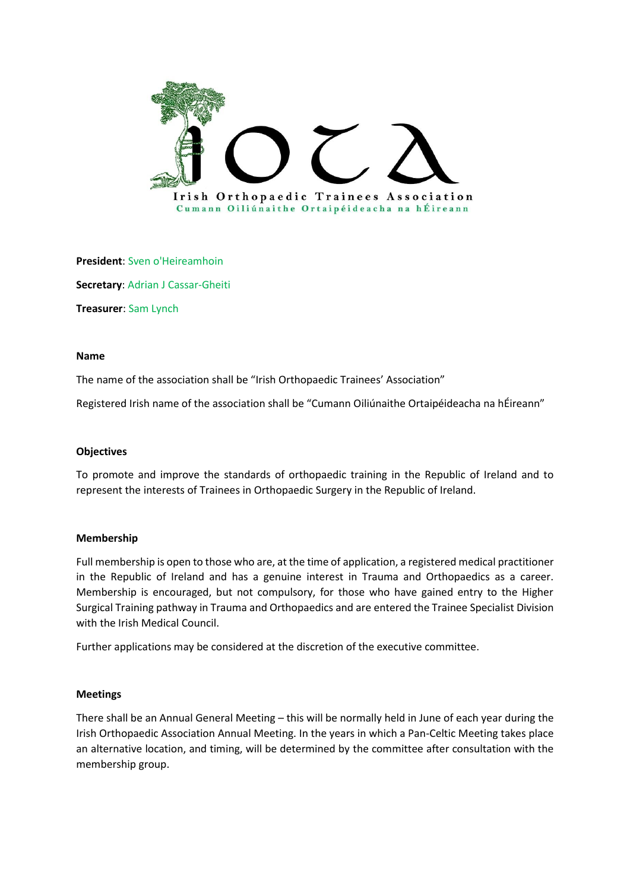Irish Orthopaedic Trainees Association

Cumann Oiliúnaithe Ortaipéideacha na hÉireann

**President**: Sven o'Heireamhoin

**Secretary**: Adrian J Cassar-Gheiti

**Treasurer**: Sam Lynch

**Name**

The name of the association shall be "Irish Orthopaedic Trainees' Association"

Registered Irish name of the association shall be "Cumann Oiliúnaithe Ortaipéideacha na hÉireann"

**Objectives**

To promote and improve the standards of orthopaedic training in the Republic of Ireland and to represent the interests of Trainees in Orthopaedic Surgery in the Republic of Ireland.

**Membership**

Full membership is open to those who are, at the time of application, a registered medical practitioner in the Republic of Ireland and has a genuine interest in Trauma and Orthopaedics as a career. Membership is encouraged, but not compulsory, for those who have gained entry to the Higher Surgical Training pathway in Trauma and Orthopaedics and are entered the Trainee Specialist Division with the Irish Medical Council.

Further applications may be considered at the discretion of the executive committee.

**Meetings**

There shall be an Annual General Meeting – this will be normally held in June of each year during the Irish Orthopaedic Association Annual Meeting. In the years in which a Pan-Celtic Meeting takes place an alternative location, and timing, will be determined by the committee after consultation with the membership group.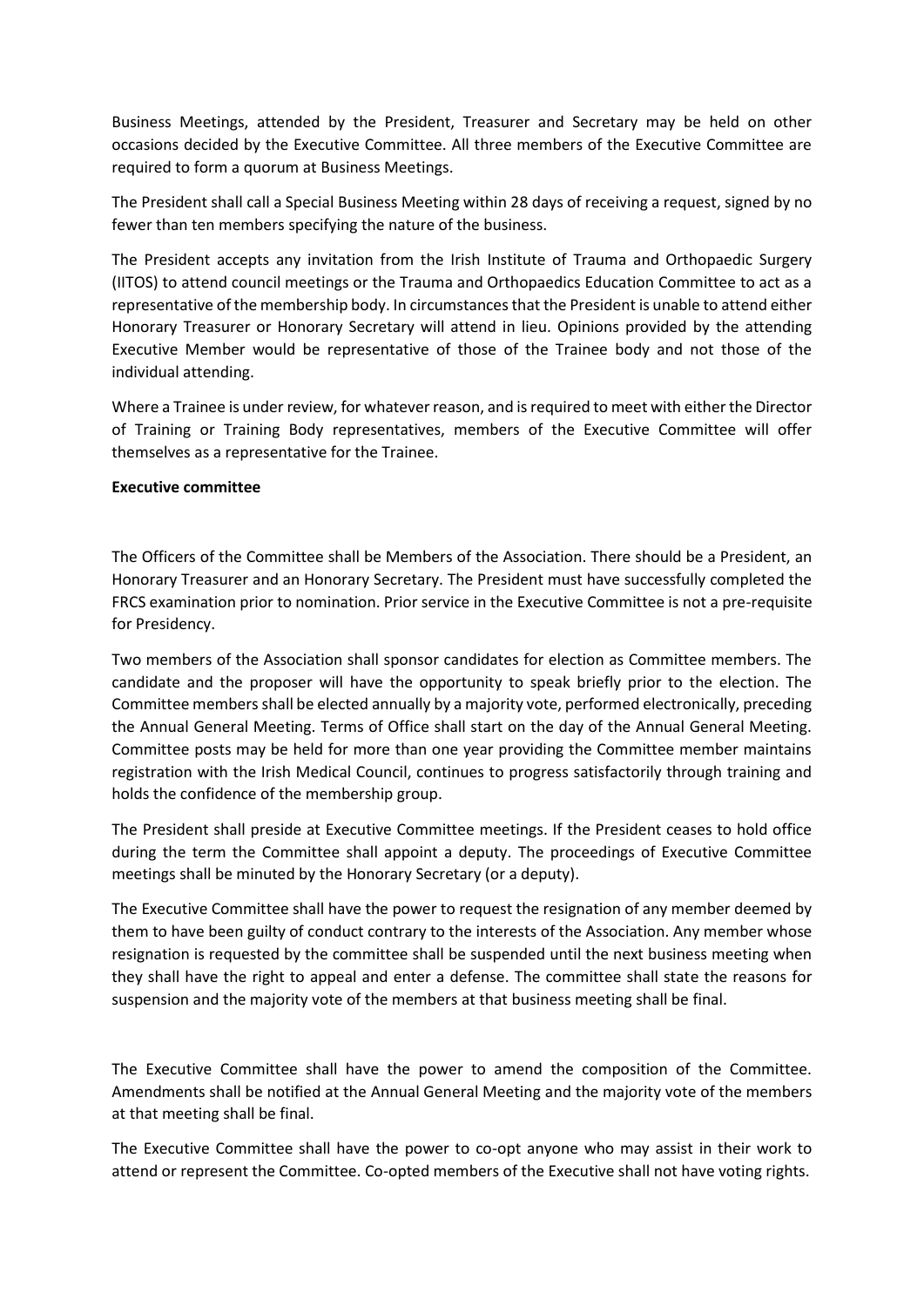Business Meetings, attended by the President, Treasurer and Secretary may be held on other occasions decided by the Executive Committee. All three members of the Executive Committee are required to form a quorum at Business Meetings.

The President shall call a Special Business Meeting within 28 days of receiving a request, signed by no fewer than ten members specifying the nature of the business.

The President accepts any invitation from the Irish Institute of Trauma and Orthopaedic Surgery (IITOS) to attend council meetings or the Trauma and Orthopaedics Education Committee to act as a representative of the membership body. In circumstances that the President is unable to attend either Honorary Treasurer or Honorary Secretary will attend in lieu. Opinions provided by the attending Executive Member would be representative of those of the Trainee body and not those of the individual attending.

Where a Trainee is under review, for whatever reason, and is required to meet with either the Director of Training or Training Body representatives, members of the Executive Committee will offer themselves as a representative for the Trainee.

**Executive committee**

The Officers of the Committee shall be Members of the Association. There should be a President, an Honorary Treasurer and an Honorary Secretary. The President must have successfully completed the FRCS examination prior to nomination. Prior service in the Executive Committee is not a pre-requisite for Presidency.

Two members of the Association shall sponsor candidates for election as Committee members. The candidate and the proposer will have the opportunity to speak briefly prior to the election. The Committee members shall be elected annually by a majority vote, performed electronically, preceding the Annual General Meeting. Terms of Office shall start on the day of the Annual General Meeting. Committee posts may be held for more than one year providing the Committee member maintains registration with the Irish Medical Council, continues to progress satisfactorily through training and holds the confidence of the membership group.

The President shall preside at Executive Committee meetings. If the President ceases to hold office during the term the Committee shall appoint a deputy. The proceedings of Executive Committee meetings shall be minuted by the Honorary Secretary (or a deputy).

The Executive Committee shall have the power to request the resignation of any member deemed by them to have been guilty of conduct contrary to the interests of the Association. Any member whose resignation is requested by the committee shall be suspended until the next business meeting when they shall have the right to appeal and enter a defense. The committee shall state the reasons for suspension and the majority vote of the members at that business meeting shall be final.

The Executive Committee shall have the power to amend the composition of the Committee. Amendments shall be notified at the Annual General Meeting and the majority vote of the members at that meeting shall be final.

The Executive Committee shall have the power to co-opt anyone who may assist in their work to attend or represent the Committee. Co-opted members of the Executive shall not have voting rights.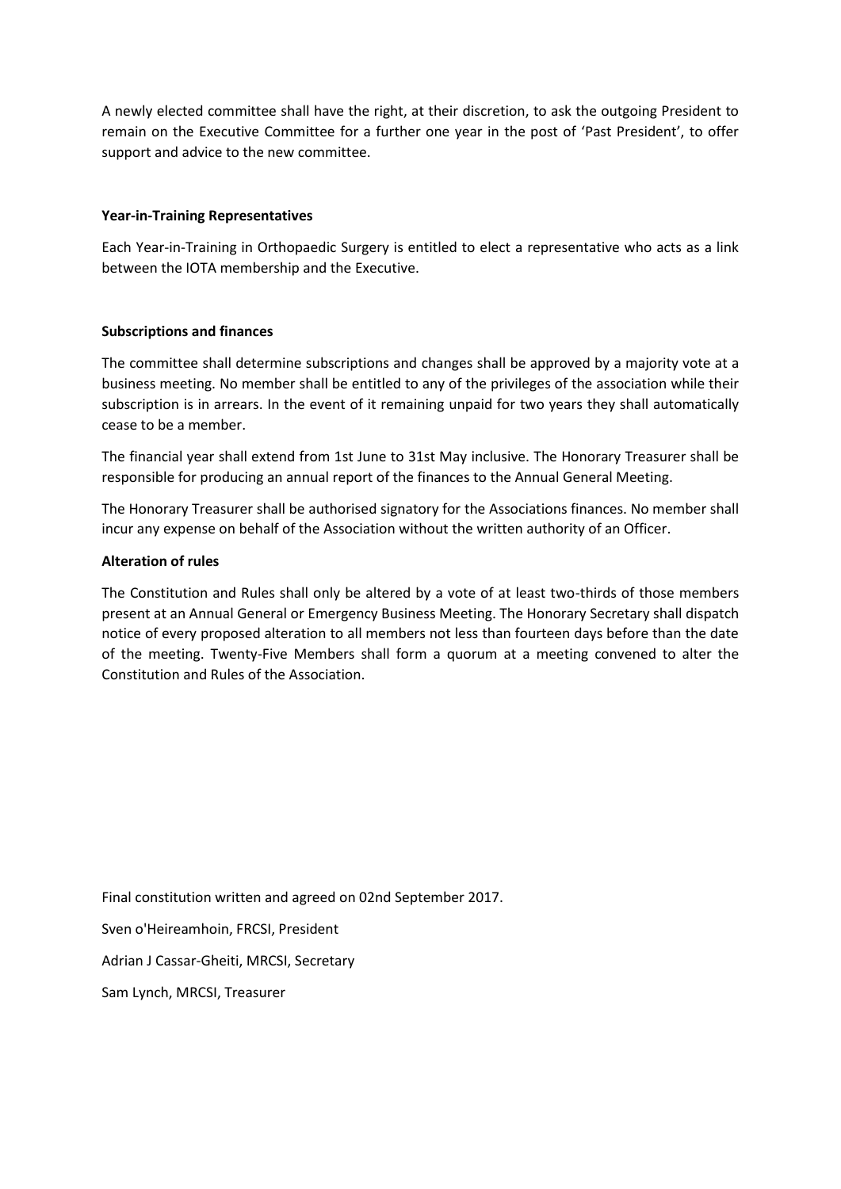A newly elected committee shall have the right, at their discretion, to ask the outgoing President to remain on the Executive Committee for a further one year in the post of 'Past President', to offer support and advice to the new committee.

**Year-in-Training Representatives**

Each Year-in-Training in Orthopaedic Surgery is entitled to elect a representative who acts as a link between the IOTA membership and the Executive.

**Subscriptions and finances**

The committee shall determine subscriptions and changes shall be approved by a majority vote at a business meeting. No member shall be entitled to any of the privileges of the association while their subscription is in arrears. In the event of it remaining unpaid for two years they shall automatically cease to be a member.

The financial year shall extend from 1st June to 31st May inclusive. The Honorary Treasurer shall be responsible for producing an annual report of the finances to the Annual General Meeting.

The Honorary Treasurer shall be authorised signatory for the Associations finances. No member shall incur any expense on behalf of the Association without the written authority of an Officer.

**Alteration of rules**

The Constitution and Rules shall only be altered by a vote of at least two-thirds of those members present at an Annual General or Emergency Business Meeting. The Honorary Secretary shall dispatch notice of every proposed alteration to all members not less than fourteen days before than the date of the meeting. Twenty-Five Members shall form a quorum at a meeting convened to alter the Constitution and Rules of the Association.

Final constitution written and agreed on 02nd September 2017.

Sven o'Heireamhoin, FRCSI, President

Adrian J Cassar-Gheiti, MRCSI, Secretary

Sam Lynch, MRCSI, Treasurer